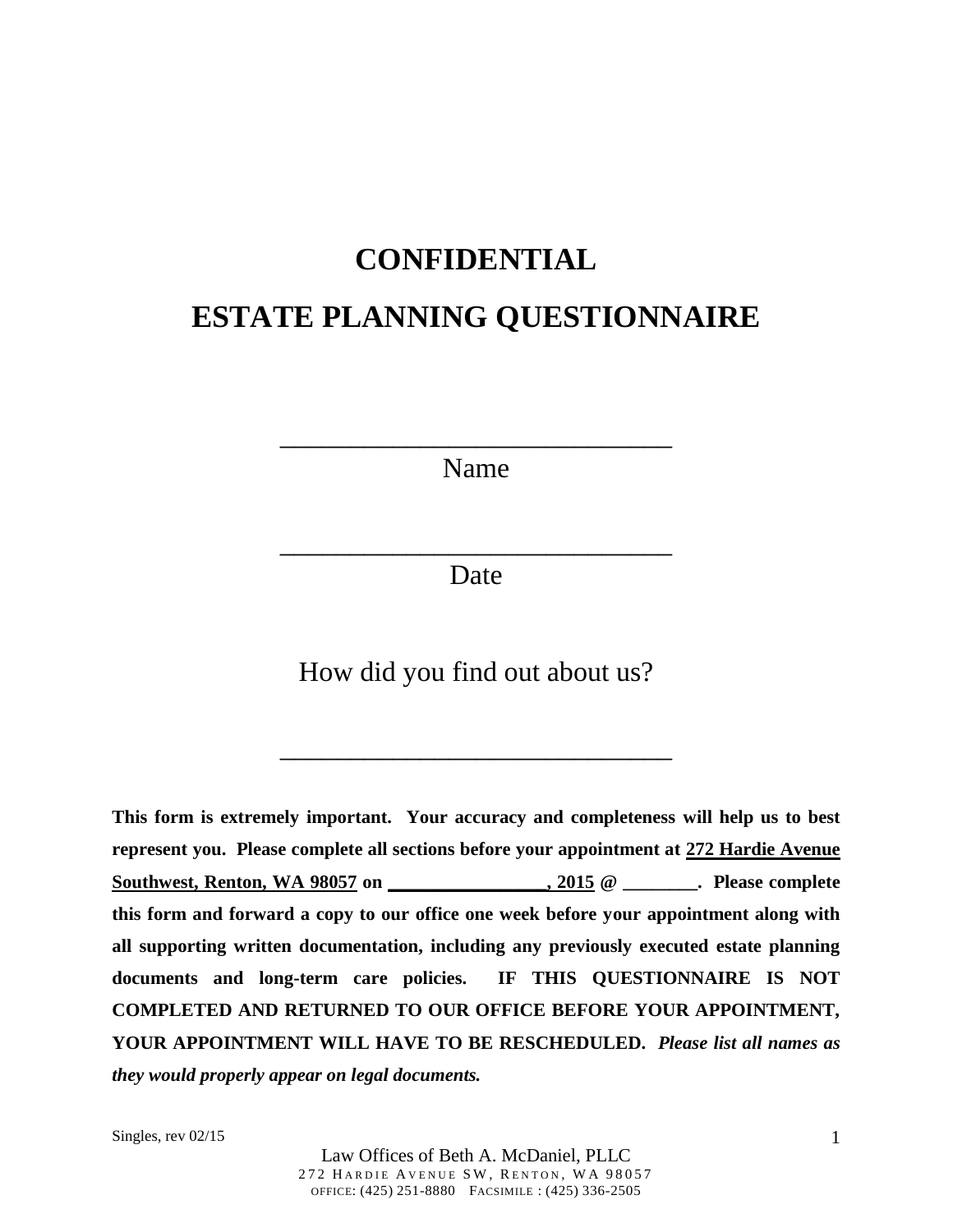# CONFIDENTIAL

# ESTATE PLANNING QUESTIONNAIRE

\_\_\_\_\_\_\_\_\_\_\_\_\_\_\_\_\_\_\_\_\_\_\_\_\_\_\_\_\_\_\_\_

Name

\_\_\_\_\_\_\_\_\_\_\_\_\_\_\_\_\_\_\_\_\_\_\_\_\_\_\_\_\_\_\_\_

Date

How did you find out about us?

\_\_\_\_\_\_\_\_\_\_\_\_\_\_\_\_\_\_\_\_\_\_\_\_\_\_\_\_\_\_\_\_

**This form is extremely important. Your accuracy and completeness will help us to best represent you. Please complete all sections before your appointment at <u>272 Hardie Avenue Southwest, Renton, WA 98057</u> on <u>\_\_\_\_\_\_\_\_\_\_\_\_\_\_\_\_\_, 2015</u> @ \_\_\_\_\_\_\_\_. Please complete this form and forward a copy to our office one week before your appointment along with all supporting written documentation, including any previously executed estate planning documents and long-term care policies. IF THIS QUESTIONNAIRE IS NOT COMPLETED AND RETURNED TO OUR OFFICE BEFORE YOUR APPOINTMENT, YOUR APPOINTMENT WILL HAVE TO BE RESCHEDULED.** ***Please list all names as they would properly appear on legal documents.***

Singles, rev 02/15

Law Offices of Beth A. McDaniel, PLLC
272 Hardie Avenue SW, Renton, WA 98057
Office: (425) 251-8880 Facsimile : (425) 336-2505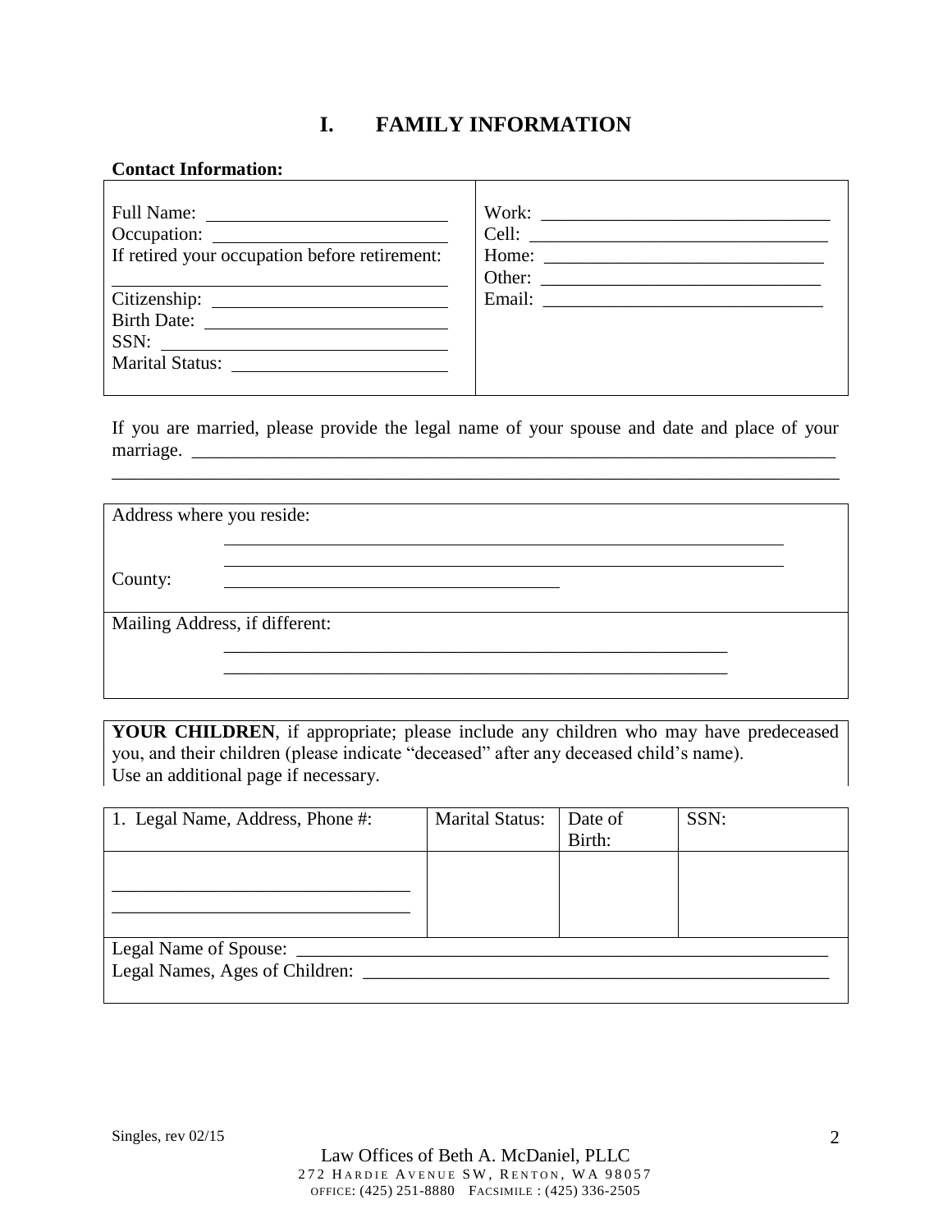# I. FAMILY INFORMATION

**Contact Information:**

| | |
|---|---|
| Full Name: ___________________________ | Work: ________________________________ |
| Occupation: __________________________ | Cell: _________________________________ |
| If retired your occupation before retirement: ____________________________________ | Home: _______________________________ |
| | Other: _______________________________ |
| Citizenship: __________________________ | Email: _______________________________ |
| Birth Date: ___________________________ | |
| SSN: ________________________________ | |
| Marital Status: _______________________ | |

If you are married, please provide the legal name of your spouse and date and place of your marriage. ___________________________________________________________________________
_________________________________________________________________________________

| |
|---|
| Address where you reside: |
| ______________________________________________________________ |
| ______________________________________________________________ |
| County: ______________________________________ |
| Mailing Address, if different: |
| ________________________________________________________ |
| ________________________________________________________ |

**YOUR CHILDREN**, if appropriate; please include any children who may have predeceased you, and their children (please indicate "deceased" after any deceased child's name).
Use an additional page if necessary.

| 1. Legal Name, Address, Phone #: | Marital Status: | Date of Birth: | SSN: |
|---|---|---|---|
| _________________________________<br>_________________________________ | | | |
| Legal Name of Spouse: ____________________________________________________________ | | | |
| Legal Names, Ages of Children: ____________________________________________________ | | | |

Singles, rev 02/15

Law Offices of Beth A. McDaniel, PLLC
272 Hardie Avenue SW, Renton, WA 98057
Office: (425) 251-8880 Facsimile : (425) 336-2505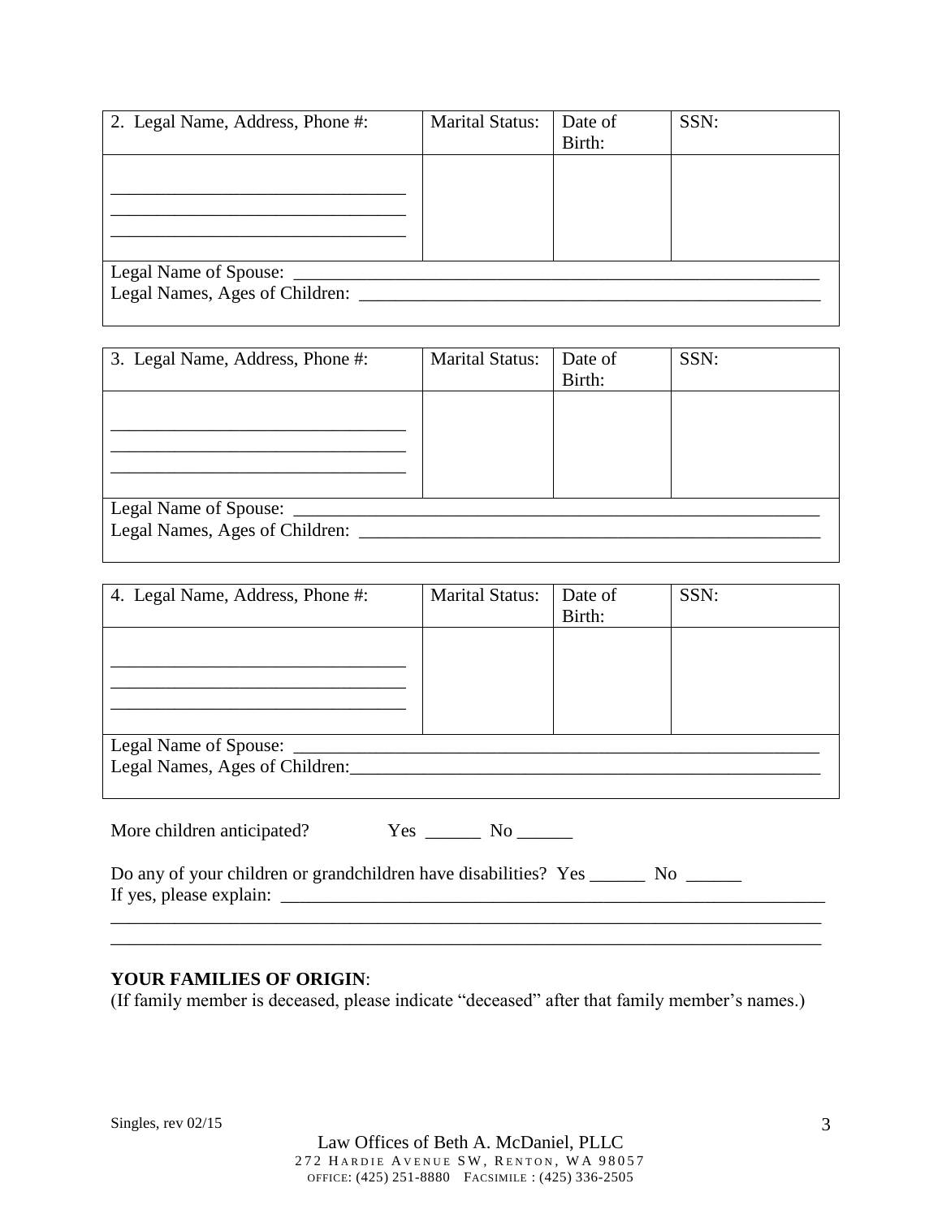| 2. Legal Name, Address, Phone #: | Marital Status: | Date of Birth: | SSN: |
|---|---|---|---|
| \_\_\_\_\_\_\_\_\_\_\_\_\_\_\_\_\_\_\_\_\_\_\_\_\_\_\_\_\_\_\_\_ \_\_\_\_\_\_\_\_\_\_\_\_\_\_\_\_\_\_\_\_\_\_\_\_\_\_\_\_\_\_\_\_ \_\_\_\_\_\_\_\_\_\_\_\_\_\_\_\_\_\_\_\_\_\_\_\_\_\_\_\_\_\_\_\_ | | | |
| Legal Name of Spouse: \_\_\_\_\_\_\_\_\_\_\_\_\_\_\_\_\_\_\_\_\_\_\_\_\_\_\_\_\_\_\_\_\_\_\_\_\_\_\_\_\_\_\_\_\_\_\_\_\_\_\_\_\_\_\_\_ Legal Names, Ages of Children: \_\_\_\_\_\_\_\_\_\_\_\_\_\_\_\_\_\_\_\_\_\_\_\_\_\_\_\_\_\_\_\_\_\_\_\_\_\_\_\_\_\_\_\_\_\_\_\_\_\_ | | | |

| 3. Legal Name, Address, Phone #: | Marital Status: | Date of Birth: | SSN: |
|---|---|---|---|
| \_\_\_\_\_\_\_\_\_\_\_\_\_\_\_\_\_\_\_\_\_\_\_\_\_\_\_\_\_\_\_\_ \_\_\_\_\_\_\_\_\_\_\_\_\_\_\_\_\_\_\_\_\_\_\_\_\_\_\_\_\_\_\_\_ \_\_\_\_\_\_\_\_\_\_\_\_\_\_\_\_\_\_\_\_\_\_\_\_\_\_\_\_\_\_\_\_ | | | |
| Legal Name of Spouse: \_\_\_\_\_\_\_\_\_\_\_\_\_\_\_\_\_\_\_\_\_\_\_\_\_\_\_\_\_\_\_\_\_\_\_\_\_\_\_\_\_\_\_\_\_\_\_\_\_\_\_\_\_\_\_\_ Legal Names, Ages of Children: \_\_\_\_\_\_\_\_\_\_\_\_\_\_\_\_\_\_\_\_\_\_\_\_\_\_\_\_\_\_\_\_\_\_\_\_\_\_\_\_\_\_\_\_\_\_\_\_\_\_ | | | |

| 4. Legal Name, Address, Phone #: | Marital Status: | Date of Birth: | SSN: |
|---|---|---|---|
| \_\_\_\_\_\_\_\_\_\_\_\_\_\_\_\_\_\_\_\_\_\_\_\_\_\_\_\_\_\_\_\_ \_\_\_\_\_\_\_\_\_\_\_\_\_\_\_\_\_\_\_\_\_\_\_\_\_\_\_\_\_\_\_\_ \_\_\_\_\_\_\_\_\_\_\_\_\_\_\_\_\_\_\_\_\_\_\_\_\_\_\_\_\_\_\_\_ | | | |
| Legal Name of Spouse: \_\_\_\_\_\_\_\_\_\_\_\_\_\_\_\_\_\_\_\_\_\_\_\_\_\_\_\_\_\_\_\_\_\_\_\_\_\_\_\_\_\_\_\_\_\_\_\_\_\_\_\_\_\_\_\_ Legal Names, Ages of Children:\_\_\_\_\_\_\_\_\_\_\_\_\_\_\_\_\_\_\_\_\_\_\_\_\_\_\_\_\_\_\_\_\_\_\_\_\_\_\_\_\_\_\_\_\_\_\_\_\_\_ | | | |

More children anticipated? Yes ______ No ______

Do any of your children or grandchildren have disabilities? Yes ______ No ______
If yes, please explain: ____________________________________________________________
________________________________________________________________________________
________________________________________________________________________________

**YOUR FAMILIES OF ORIGIN**:
(If family member is deceased, please indicate "deceased" after that family member's names.)

Singles, rev 02/15

Law Offices of Beth A. McDaniel, PLLC
272 Hardie Avenue SW, Renton, WA 98057
Office: (425) 251-8880 Facsimile : (425) 336-2505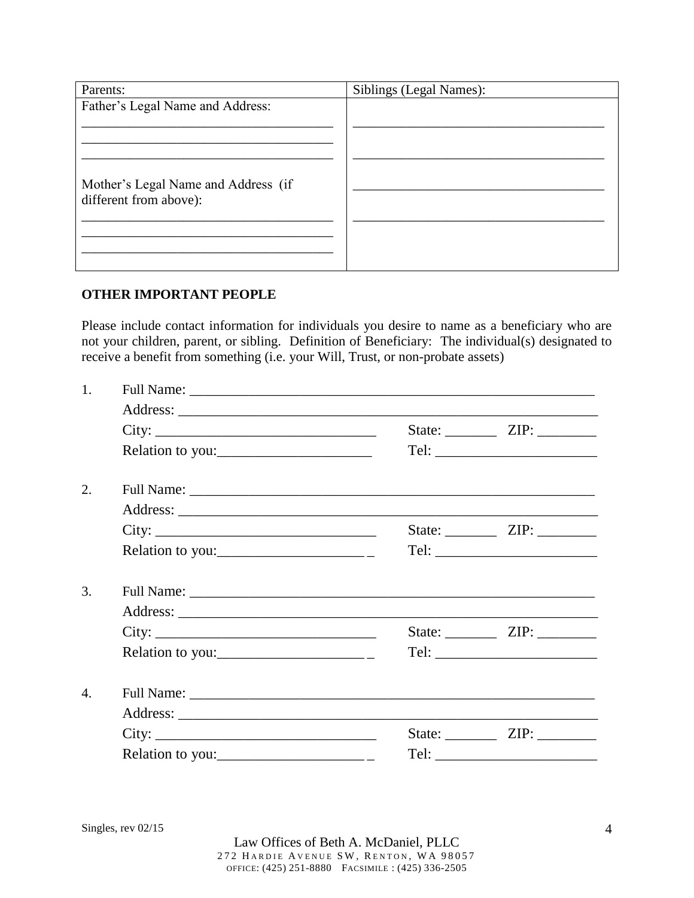| Parents: | Siblings (Legal Names): |
| --- | --- |
| Father's Legal Name and Address:<br>____________________________________<br>____________________________________<br>____________________________________<br><br>Mother's Legal Name and Address (if different from above):<br>____________________________________<br>____________________________________<br>____________________________________ | ____________________________________<br><br>____________________________________<br><br>____________________________________<br><br>____________________________________ |

**OTHER IMPORTANT PEOPLE**

Please include contact information for individuals you desire to name as a beneficiary who are not your children, parent, or sibling. Definition of Beneficiary: The individual(s) designated to receive a benefit from something (i.e. your Will, Trust, or non-probate assets)

1. Full Name: ___________________________________________________________
   Address: ____________________________________________________________
   City: ______________________________ State: _______ ZIP: ________
   Relation to you:_____________________ Tel: ______________________

2. Full Name: ___________________________________________________________
   Address: ____________________________________________________________
   City: ______________________________ State: _______ ZIP: ________
   Relation to you:____________________ _ Tel: ______________________

3. Full Name: ___________________________________________________________
   Address: ____________________________________________________________
   City: ______________________________ State: _______ ZIP: ________
   Relation to you:____________________ _ Tel: ______________________

4. Full Name: ___________________________________________________________
   Address: ____________________________________________________________
   City: ______________________________ State: _______ ZIP: ________
   Relation to you:____________________ _ Tel: ______________________

Law Offices of Beth A. McDaniel, PLLC
272 Hardie Avenue SW, Renton, WA 98057
Office: (425) 251-8880 Facsimile : (425) 336-2505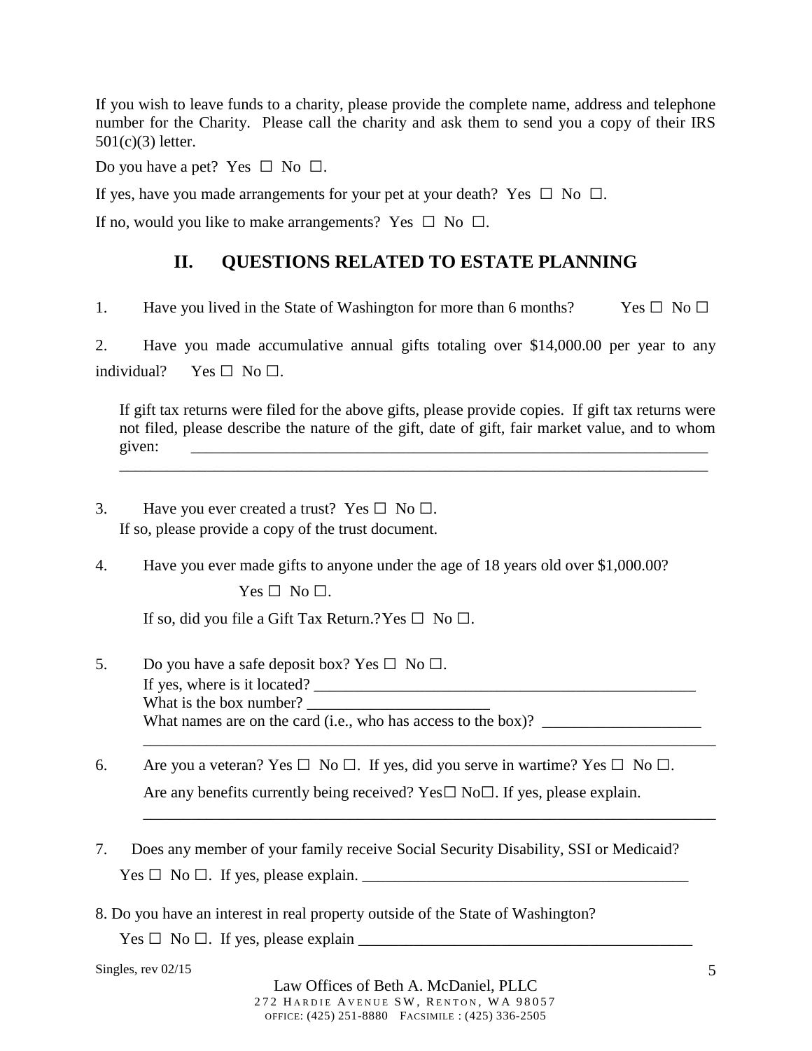If you wish to leave funds to a charity, please provide the complete name, address and telephone number for the Charity. Please call the charity and ask them to send you a copy of their IRS 501(c)(3) letter.

Do you have a pet? Yes ☐ No ☐.

If yes, have you made arrangements for your pet at your death? Yes ☐ No ☐.

If no, would you like to make arrangements? Yes ☐ No ☐.

## II. QUESTIONS RELATED TO ESTATE PLANNING

1. Have you lived in the State of Washington for more than 6 months? Yes ☐ No ☐

2. Have you made accumulative annual gifts totaling over $14,000.00 per year to any individual? Yes ☐ No ☐.

   If gift tax returns were filed for the above gifts, please provide copies. If gift tax returns were not filed, please describe the nature of the gift, date of gift, fair market value, and to whom given: ______________________________________________________________________
   ______________________________________________________________________________

3. Have you ever created a trust? Yes ☐ No ☐.
   If so, please provide a copy of the trust document.

4. Have you ever made gifts to anyone under the age of 18 years old over $1,000.00?

   Yes ☐ No ☐.

   If so, did you file a Gift Tax Return.?Yes ☐ No ☐.

5. Do you have a safe deposit box? Yes ☐ No ☐.
   If yes, where is it located? ________________________________________________
   What is the box number? _______________________
   What names are on the card (i.e., who has access to the box)? ____________________
   ______________________________________________________________________________

6. Are you a veteran? Yes ☐ No ☐. If yes, did you serve in wartime? Yes ☐ No ☐.

   Are any benefits currently being received? Yes☐ No☐. If yes, please explain.
   ______________________________________________________________________________

7. Does any member of your family receive Social Security Disability, SSI or Medicaid?
   Yes ☐ No ☐. If yes, please explain. __________________________________________

8. Do you have an interest in real property outside of the State of Washington?
   Yes ☐ No ☐. If yes, please explain ___________________________________________

Singles, rev 02/15

Law Offices of Beth A. McDaniel, PLLC
272 Hardie Avenue SW, Renton, WA 98057
Office: (425) 251-8880 Facsimile : (425) 336-2505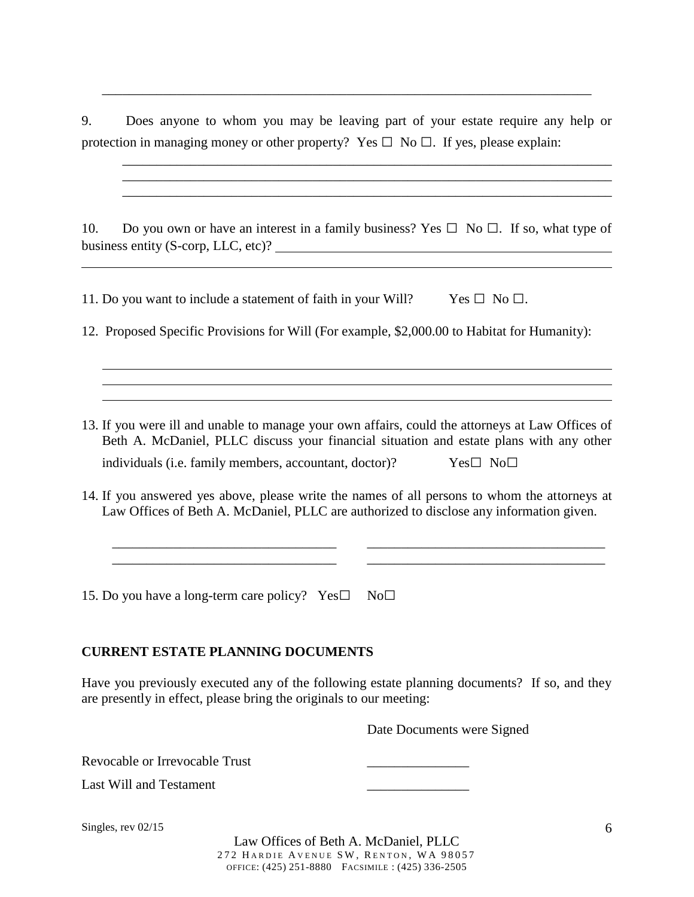\_\_\_\_\_\_\_\_\_\_\_\_\_\_\_\_\_\_\_\_\_\_\_\_\_\_\_\_\_\_\_\_\_\_\_\_\_\_\_\_\_\_\_\_\_\_\_\_\_\_\_\_\_\_\_\_\_\_\_\_\_\_\_\_\_\_\_\_\_\_

9. Does anyone to whom you may be leaving part of your estate require any help or protection in managing money or other property? Yes ☐ No ☐. If yes, please explain:

\_\_\_\_\_\_\_\_\_\_\_\_\_\_\_\_\_\_\_\_\_\_\_\_\_\_\_\_\_\_\_\_\_\_\_\_\_\_\_\_\_\_\_\_\_\_\_\_\_\_\_\_\_\_\_\_\_\_\_\_\_\_\_\_\_\_\_\_\_\_

\_\_\_\_\_\_\_\_\_\_\_\_\_\_\_\_\_\_\_\_\_\_\_\_\_\_\_\_\_\_\_\_\_\_\_\_\_\_\_\_\_\_\_\_\_\_\_\_\_\_\_\_\_\_\_\_\_\_\_\_\_\_\_\_\_\_\_\_\_\_

\_\_\_\_\_\_\_\_\_\_\_\_\_\_\_\_\_\_\_\_\_\_\_\_\_\_\_\_\_\_\_\_\_\_\_\_\_\_\_\_\_\_\_\_\_\_\_\_\_\_\_\_\_\_\_\_\_\_\_\_\_\_\_\_\_\_\_\_\_\_

10. Do you own or have an interest in a family business? Yes ☐ No ☐. If so, what type of business entity (S-corp, LLC, etc)? \_\_\_\_\_\_\_\_\_\_\_\_\_\_\_\_\_\_\_\_\_\_\_\_\_\_\_\_\_\_\_\_\_\_\_\_\_\_\_\_\_\_\_\_\_\_\_\_

\_\_\_\_\_\_\_\_\_\_\_\_\_\_\_\_\_\_\_\_\_\_\_\_\_\_\_\_\_\_\_\_\_\_\_\_\_\_\_\_\_\_\_\_\_\_\_\_\_\_\_\_\_\_\_\_\_\_\_\_\_\_\_\_\_\_\_\_\_\_

11. Do you want to include a statement of faith in your Will? Yes ☐ No ☐.

12. Proposed Specific Provisions for Will (For example, $2,000.00 to Habitat for Humanity):

\_\_\_\_\_\_\_\_\_\_\_\_\_\_\_\_\_\_\_\_\_\_\_\_\_\_\_\_\_\_\_\_\_\_\_\_\_\_\_\_\_\_\_\_\_\_\_\_\_\_\_\_\_\_\_\_\_\_\_\_\_\_\_\_\_\_\_\_\_\_

\_\_\_\_\_\_\_\_\_\_\_\_\_\_\_\_\_\_\_\_\_\_\_\_\_\_\_\_\_\_\_\_\_\_\_\_\_\_\_\_\_\_\_\_\_\_\_\_\_\_\_\_\_\_\_\_\_\_\_\_\_\_\_\_\_\_\_\_\_\_

\_\_\_\_\_\_\_\_\_\_\_\_\_\_\_\_\_\_\_\_\_\_\_\_\_\_\_\_\_\_\_\_\_\_\_\_\_\_\_\_\_\_\_\_\_\_\_\_\_\_\_\_\_\_\_\_\_\_\_\_\_\_\_\_\_\_\_\_\_\_

13. If you were ill and unable to manage your own affairs, could the attorneys at Law Offices of Beth A. McDaniel, PLLC discuss your financial situation and estate plans with any other individuals (i.e. family members, accountant, doctor)? Yes☐ No☐

14. If you answered yes above, please write the names of all persons to whom the attorneys at Law Offices of Beth A. McDaniel, PLLC are authorized to disclose any information given.

\_\_\_\_\_\_\_\_\_\_\_\_\_\_\_\_\_\_\_\_\_\_\_\_\_\_\_\_\_\_\_\_ \_\_\_\_\_\_\_\_\_\_\_\_\_\_\_\_\_\_\_\_\_\_\_\_\_\_\_\_\_\_\_\_\_\_

\_\_\_\_\_\_\_\_\_\_\_\_\_\_\_\_\_\_\_\_\_\_\_\_\_\_\_\_\_\_\_\_ \_\_\_\_\_\_\_\_\_\_\_\_\_\_\_\_\_\_\_\_\_\_\_\_\_\_\_\_\_\_\_\_\_\_

15. Do you have a long-term care policy? Yes☐ No☐

**CURRENT ESTATE PLANNING DOCUMENTS**

Have you previously executed any of the following estate planning documents? If so, and they are presently in effect, please bring the originals to our meeting:

| | Date Documents were Signed |
|---|---|
| Revocable or Irrevocable Trust | \_\_\_\_\_\_\_\_\_\_\_\_\_\_\_ |
| Last Will and Testament | \_\_\_\_\_\_\_\_\_\_\_\_\_\_\_ |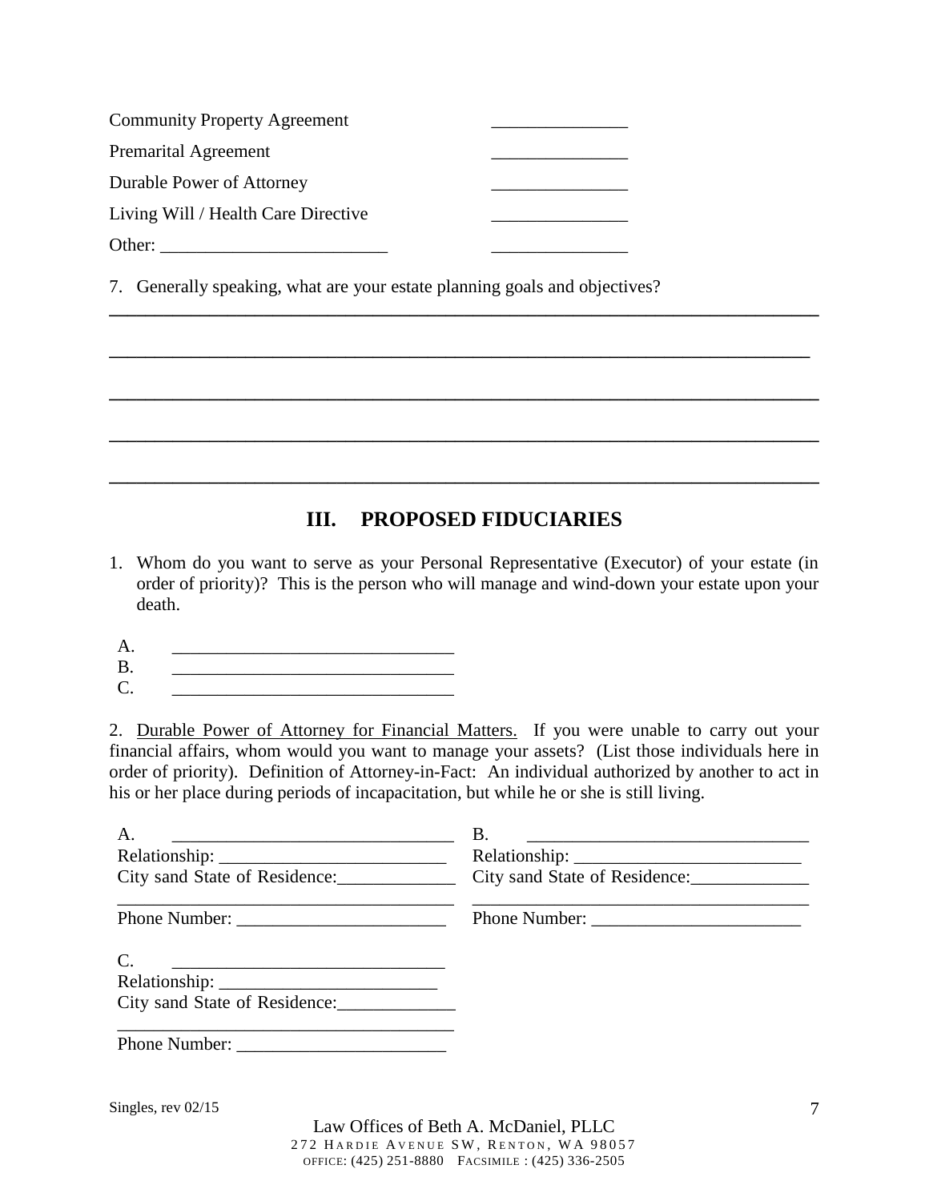Community Property Agreement _______________

Premarital Agreement _______________

Durable Power of Attorney _______________

Living Will / Health Care Directive _______________

Other: ________________________ _______________

7. Generally speaking, what are your estate planning goals and objectives?

_____________________________________________________________________________

_____________________________________________________________________________

_____________________________________________________________________________

_____________________________________________________________________________

_____________________________________________________________________________

## III. PROPOSED FIDUCIARIES

1. Whom do you want to serve as your Personal Representative (Executor) of your estate (in order of priority)? This is the person who will manage and wind-down your estate upon your death.

A. _______________________________

B. _______________________________

C. _______________________________

2. Durable Power of Attorney for Financial Matters. If you were unable to carry out your financial affairs, whom would you want to manage your assets? (List those individuals here in order of priority). Definition of Attorney-in-Fact: An individual authorized by another to act in his or her place during periods of incapacitation, but while he or she is still living.

A. _______________________________
Relationship: _________________________
City sand State of Residence:_____________
_____________________________________
Phone Number: _______________________

B. _______________________________
Relationship: _________________________
City sand State of Residence:_____________
_____________________________________
Phone Number: _______________________

C. _______________________________
Relationship: ________________________
City sand State of Residence:_____________
_____________________________________
Phone Number: _______________________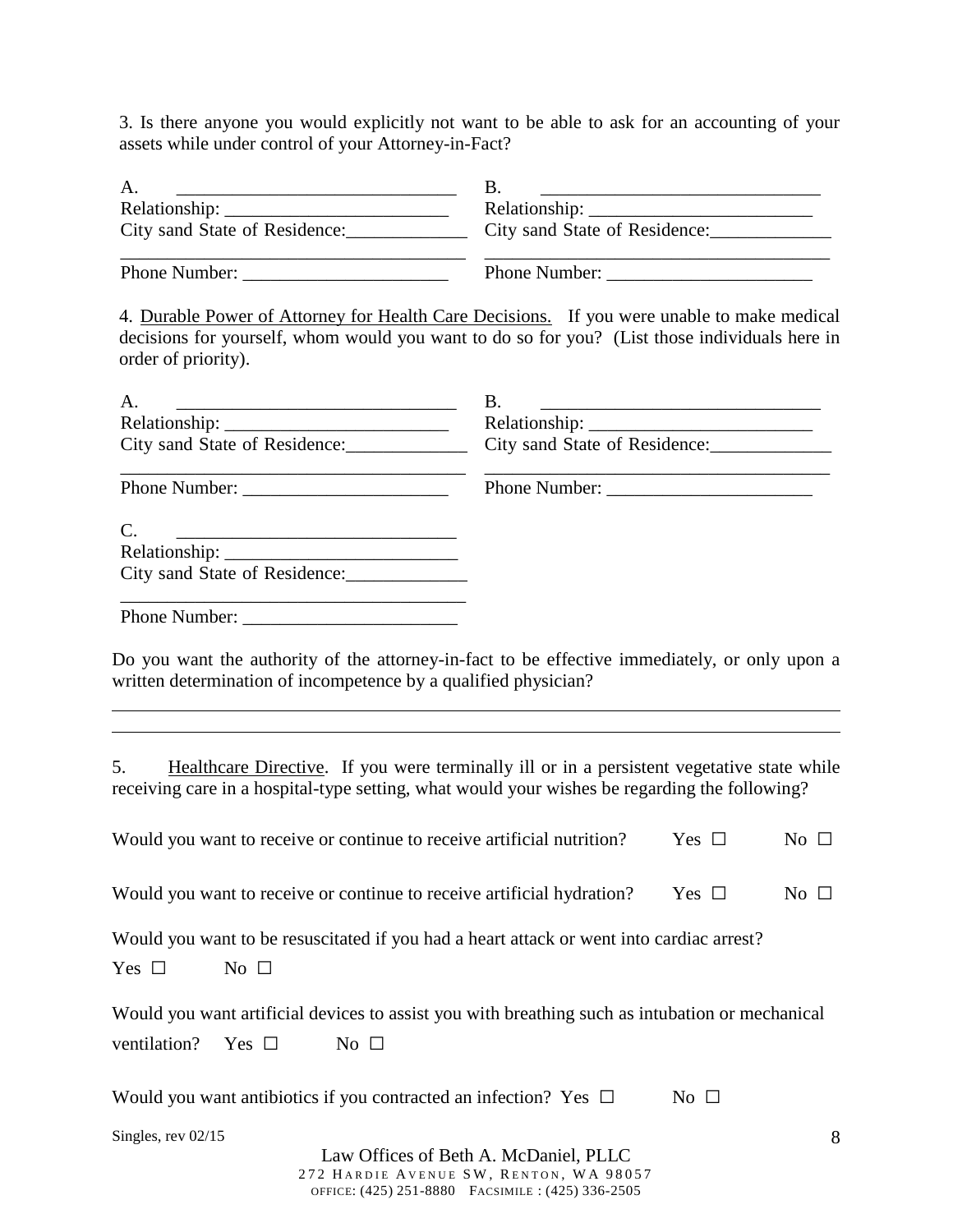3. Is there anyone you would explicitly not want to be able to ask for an accounting of your assets while under control of your Attorney-in-Fact?

A. ______________________________
Relationship: ________________________
City sand State of Residence:_____________
_____________________________________
Phone Number: ______________________

B. ______________________________
Relationship: ________________________
City sand State of Residence:_____________
_____________________________________
Phone Number: ______________________

4. <u>Durable Power of Attorney for Health Care Decisions.</u> If you were unable to make medical decisions for yourself, whom would you want to do so for you? (List those individuals here in order of priority).

A. ______________________________
Relationship: ________________________
City sand State of Residence:_____________
_____________________________________
Phone Number: ______________________

B. ______________________________
Relationship: ________________________
City sand State of Residence:_____________
_____________________________________
Phone Number: ______________________

C. ______________________________
Relationship: ________________________
City sand State of Residence:_____________
_____________________________________
Phone Number: ______________________

Do you want the authority of the attorney-in-fact to be effective immediately, or only upon a written determination of incompetence by a qualified physician?

_____________________________________________________________________________
_____________________________________________________________________________

5. <u>Healthcare Directive</u>. If you were terminally ill or in a persistent vegetative state while receiving care in a hospital-type setting, what would your wishes be regarding the following?

Would you want to receive or continue to receive artificial nutrition? Yes ☐ No ☐

Would you want to receive or continue to receive artificial hydration? Yes ☐ No ☐

Would you want to be resuscitated if you had a heart attack or went into cardiac arrest?
Yes ☐ No ☐

Would you want artificial devices to assist you with breathing such as intubation or mechanical ventilation? Yes ☐ No ☐

Would you want antibiotics if you contracted an infection? Yes ☐ No ☐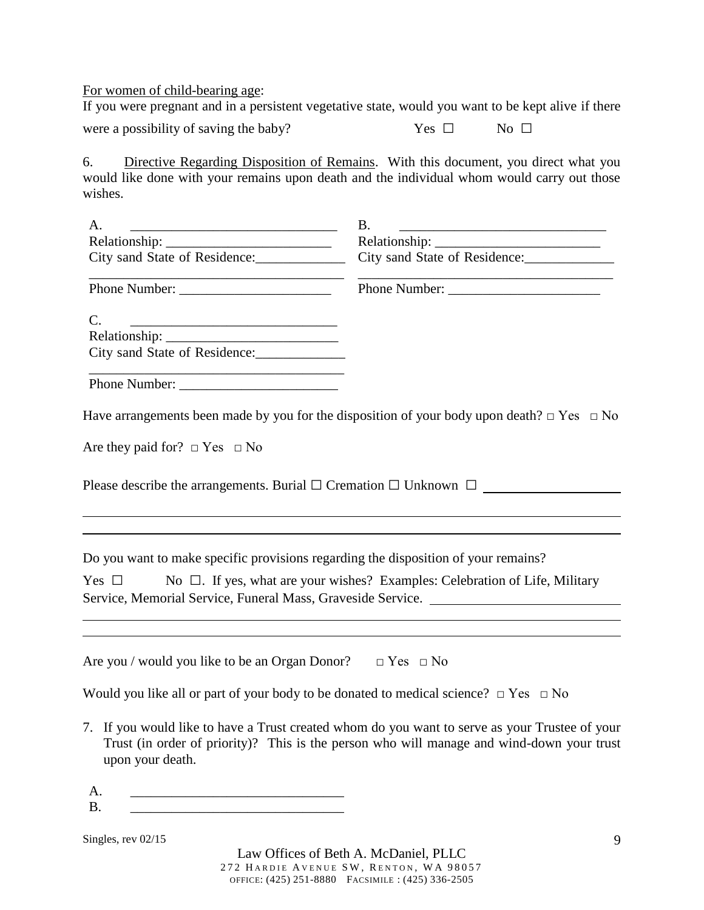For women of child-bearing age:
If you were pregnant and in a persistent vegetative state, would you want to be kept alive if there were a possibility of saving the baby? Yes ☐ No ☐

6. Directive Regarding Disposition of Remains. With this document, you direct what you would like done with your remains upon death and the individual whom would carry out those wishes.

A. ______________________________
Relationship: ________________________
City sand State of Residence:_____________
_____________________________________
Phone Number: ______________________

B. ______________________________
Relationship: ________________________
City sand State of Residence:_____________
_____________________________________
Phone Number: ______________________

C. ______________________________
Relationship: ________________________
City sand State of Residence:_____________
_____________________________________
Phone Number: ______________________

Have arrangements been made by you for the disposition of your body upon death? □ Yes □ No

Are they paid for? □ Yes □ No

Please describe the arrangements. Burial ☐ Cremation ☐ Unknown ☐ ____________________

_____________________________________________________________________________

_____________________________________________________________________________

Do you want to make specific provisions regarding the disposition of your remains?

Yes ☐ No ☐. If yes, what are your wishes? Examples: Celebration of Life, Military Service, Memorial Service, Funeral Mass, Graveside Service. ____________________________

_____________________________________________________________________________

_____________________________________________________________________________

Are you / would you like to be an Organ Donor? □ Yes □ No

Would you like all or part of your body to be donated to medical science? □ Yes □ No

7. If you would like to have a Trust created whom do you want to serve as your Trustee of your Trust (in order of priority)? This is the person who will manage and wind-down your trust upon your death.

A. ______________________________
B. ______________________________

Singles, rev 02/15

Law Offices of Beth A. McDaniel, PLLC
272 Hardie Avenue SW, Renton, WA 98057
Office: (425) 251-8880 Facsimile : (425) 336-2505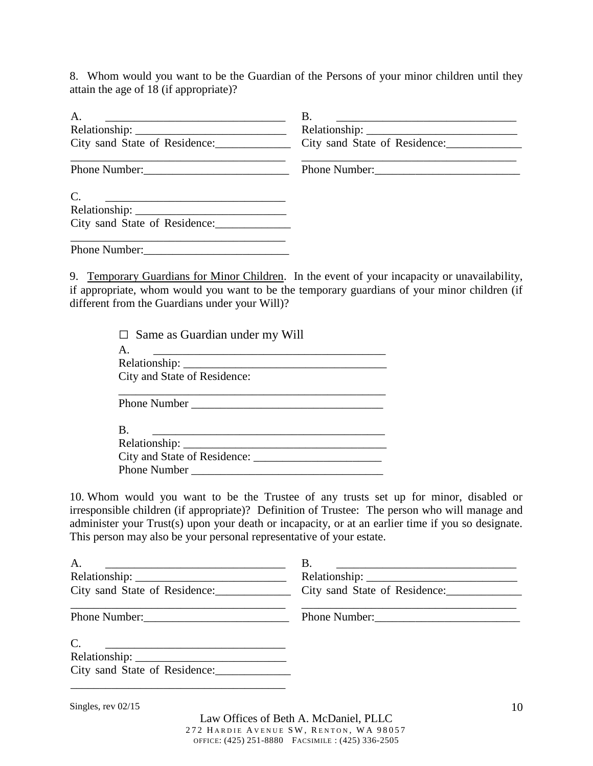8. Whom would you want to be the Guardian of the Persons of your minor children until they attain the age of 18 (if appropriate)?

A. ______________________________
Relationship: ______________________________
City sand State of Residence:_____________
______________________________
Phone Number:______________________________

B. ______________________________
Relationship: ______________________________
City sand State of Residence:_____________
______________________________
Phone Number:______________________________

C. ______________________________
Relationship: ______________________________
City sand State of Residence:_____________
______________________________
Phone Number:______________________________

9. <u>Temporary Guardians for Minor Children</u>. In the event of your incapacity or unavailability, if appropriate, whom would you want to be the temporary guardians of your minor children (if different from the Guardians under your Will)?

☐ Same as Guardian under my Will

A. ______________________________
Relationship: ______________________________
City and State of Residence:
______________________________
Phone Number ______________________________

B. ______________________________
Relationship: ______________________________
City and State of Residence: ______________________
Phone Number ______________________________

10. Whom would you want to be the Trustee of any trusts set up for minor, disabled or irresponsible children (if appropriate)? Definition of Trustee: The person who will manage and administer your Trust(s) upon your death or incapacity, or at an earlier time if you so designate. This person may also be your personal representative of your estate.

A. ______________________________
Relationship: ______________________________
City sand State of Residence:_____________
______________________________
Phone Number:______________________________

B. ______________________________
Relationship: ______________________________
City sand State of Residence:_____________
______________________________
Phone Number:______________________________

C. ______________________________
Relationship: ______________________________
City sand State of Residence:_____________
______________________________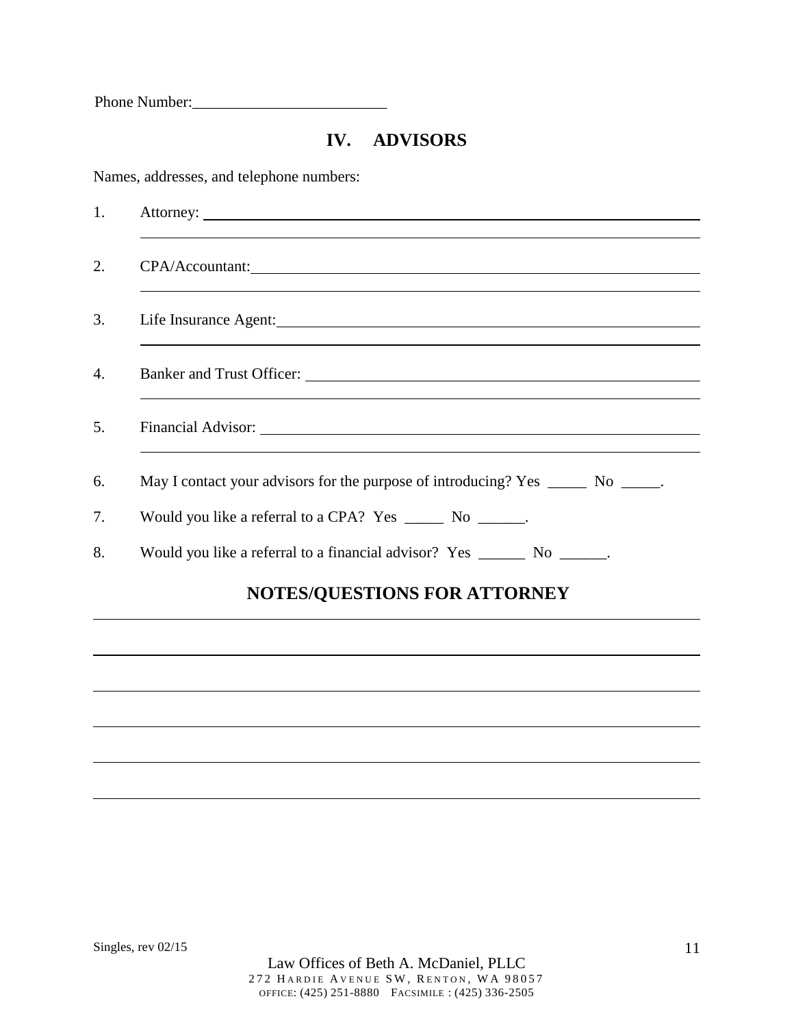Phone Number:_________________________

## IV. ADVISORS

Names, addresses, and telephone numbers:

1. Attorney: ______________________________________________________________

   ______________________________________________________________

2. CPA/Accountant: ______________________________________________________________

   ______________________________________________________________

3. Life Insurance Agent: ______________________________________________________________

   ______________________________________________________________

4. Banker and Trust Officer: ______________________________________________________________

   ______________________________________________________________

5. Financial Advisor: ______________________________________________________________

   ______________________________________________________________

6. May I contact your advisors for the purpose of introducing? Yes _____ No _____.

7. Would you like a referral to a CPA? Yes _____ No ______.

8. Would you like a referral to a financial advisor? Yes ______ No ______.

## NOTES/QUESTIONS FOR ATTORNEY

______________________________________________________________

______________________________________________________________

______________________________________________________________

______________________________________________________________

______________________________________________________________

______________________________________________________________

Singles, rev 02/15

Law Offices of Beth A. McDaniel, PLLC
272 Hardie Avenue SW, Renton, WA 98057
Office: (425) 251-8880 Facsimile : (425) 336-2505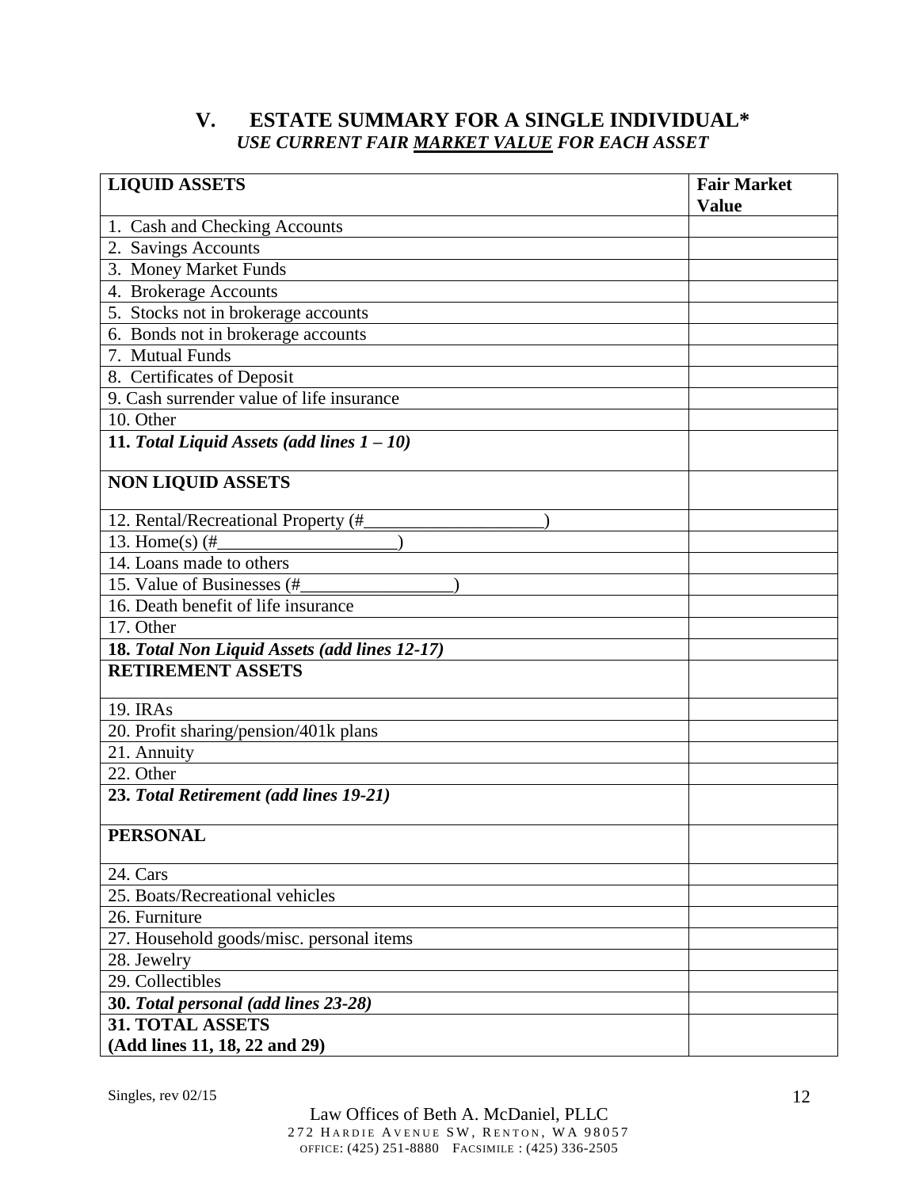## V. ESTATE SUMMARY FOR A SINGLE INDIVIDUAL*

***USE CURRENT FAIR MARKET VALUE FOR EACH ASSET***

| **LIQUID ASSETS** | **Fair Market Value** |
|---|---|
| 1. Cash and Checking Accounts | |
| 2. Savings Accounts | |
| 3. Money Market Funds | |
| 4. Brokerage Accounts | |
| 5. Stocks not in brokerage accounts | |
| 6. Bonds not in brokerage accounts | |
| 7. Mutual Funds | |
| 8. Certificates of Deposit | |
| 9. Cash surrender value of life insurance | |
| 10. Other | |
| **11. *Total Liquid Assets (add lines 1 – 10)*** | |
| **NON LIQUID ASSETS** | |
| 12. Rental/Recreational Property (#____________________) | |
| 13. Home(s) (#____________________) | |
| 14. Loans made to others | |
| 15. Value of Businesses (#_________________) | |
| 16. Death benefit of life insurance | |
| 17. Other | |
| **18. *Total Non Liquid Assets (add lines 12-17)*** | |
| **RETIREMENT ASSETS** | |
| 19. IRAs | |
| 20. Profit sharing/pension/401k plans | |
| 21. Annuity | |
| 22. Other | |
| **23. *Total Retirement (add lines 19-21)*** | |
| **PERSONAL** | |
| 24. Cars | |
| 25. Boats/Recreational vehicles | |
| 26. Furniture | |
| 27. Household goods/misc. personal items | |
| 28. Jewelry | |
| 29. Collectibles | |
| **30. *Total personal (add lines 23-28)*** | |
| **31. TOTAL ASSETS (Add lines 11, 18, 22 and 29)** | |

Singles, rev 02/15

Law Offices of Beth A. McDaniel, PLLC
272 Hardie Avenue SW, Renton, WA 98057
Office: (425) 251-8880 Facsimile : (425) 336-2505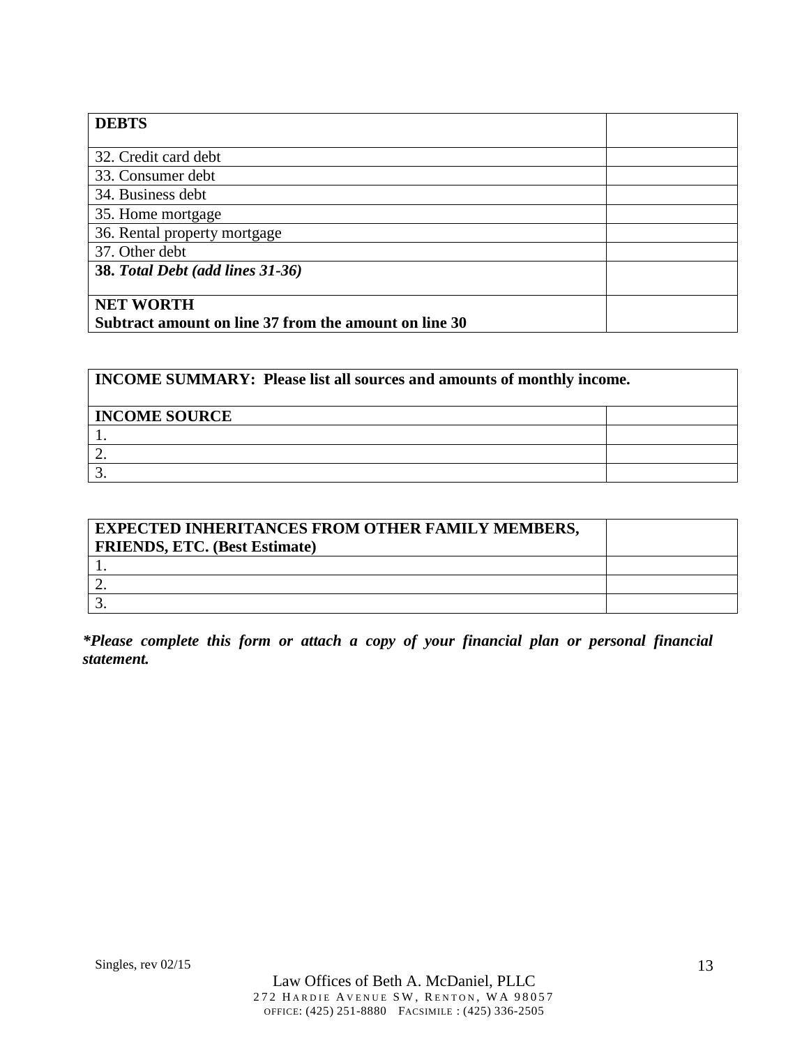| DEBTS | |
|---|---|
| 32. Credit card debt | |
| 33. Consumer debt | |
| 34. Business debt | |
| 35. Home mortgage | |
| 36. Rental property mortgage | |
| 37. Other debt | |
| **38.** ***Total Debt (add lines 31-36)*** | |
| **NET WORTH**<br>**Subtract amount on line 37 from the amount on line 30** | |

| INCOME SUMMARY: Please list all sources and amounts of monthly income. | |
|---|---|
| **INCOME SOURCE** | |
| 1. | |
| 2. | |
| 3. | |

| EXPECTED INHERITANCES FROM OTHER FAMILY MEMBERS, FRIENDS, ETC. (Best Estimate) | |
|---|---|
| 1. | |
| 2. | |
| 3. | |

***Please complete this form or attach a copy of your financial plan or personal financial statement.**

Singles, rev 02/15

Law Offices of Beth A. McDaniel, PLLC
272 Hardie Avenue SW, Renton, WA 98057
Office: (425) 251-8880 Facsimile : (425) 336-2505